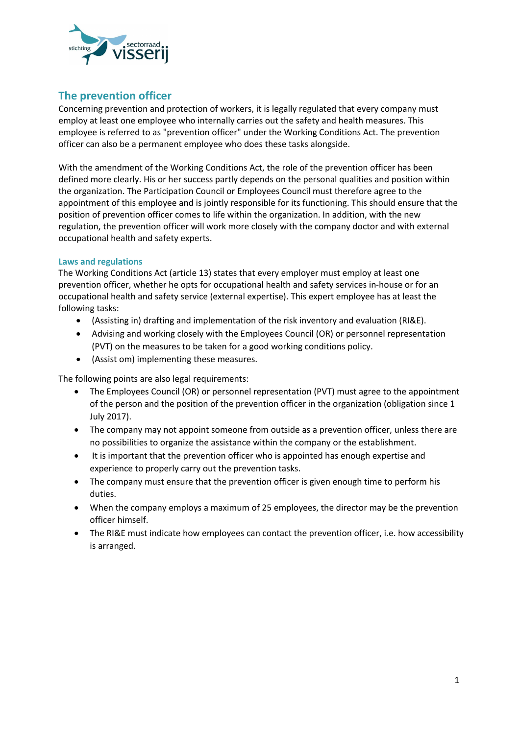## The prevention officer

Concerning prevention and protection of workers, it is legally regulated that every company must employ at least one employee who internally carries out the safety and health measures. This employee is referred to as "prevention officer" under the Working Conditions Act. The prevention officer can also be a permanent employee who does these tasks alongside.

With the amendment of the Working Conditions Act, the role of the prevention officer has been defined more clearly. His or her success partly depends on the personal qualities and position within the organization. The Participation Council or Employees Council must therefore agree to the appointment of this employee and is jointly responsible for its functioning. This should ensure that the position of prevention officer comes to life within the organization. In addition, with the new regulation, the prevention officer will work more closely with the company doctor and with external occupational health and safety experts.

### Laws and regulations

The Working Conditions Act (article 13) states that every employer must employ at least one prevention officer, whether he opts for occupational health and safety services in-house or for an occupational health and safety service (external expertise). This expert employee has at least the following tasks:

- (Assisting in) drafting and implementation of the risk inventory and evaluation (RI&E).
- Advising and working closely with the Employees Council (OR) or personnel representation (PVT) on the measures to be taken for a good working conditions policy.
- (Assist om) implementing these measures.

The following points are also legal requirements:

- The Employees Council (OR) or personnel representation (PVT) must agree to the appointment of the person and the position of the prevention officer in the organization (obligation since 1 July 2017).
- The company may not appoint someone from outside as a prevention officer, unless there are no possibilities to organize the assistance within the company or the establishment.
- It is important that the prevention officer who is appointed has enough expertise and experience to properly carry out the prevention tasks.
- The company must ensure that the prevention officer is given enough time to perform his duties.
- When the company employs a maximum of 25 employees, the director may be the prevention officer himself.
- The RI&E must indicate how employees can contact the prevention officer, i.e. how accessibility is arranged.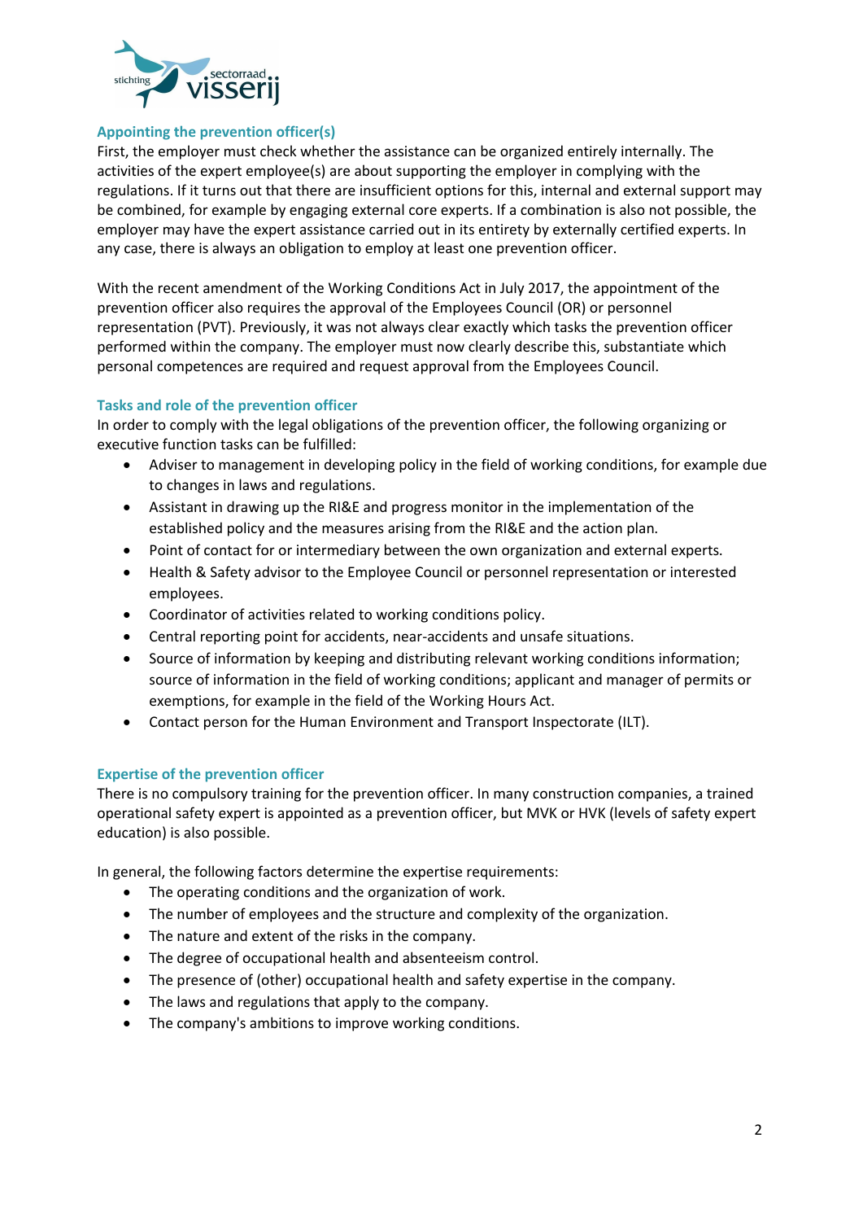## Appointing the prevention officer(s)

First, the employer must check whether the assistance can be organized entirely internally. The activities of the expert employee(s) are about supporting the employer in complying with the regulations. If it turns out that there are insufficient options for this, internal and external support may be combined, for example by engaging external core experts. If a combination is also not possible, the employer may have the expert assistance carried out in its entirety by externally certified experts. In any case, there is always an obligation to employ at least one prevention officer.

With the recent amendment of the Working Conditions Act in July 2017, the appointment of the prevention officer also requires the approval of the Employees Council (OR) or personnel representation (PVT). Previously, it was not always clear exactly which tasks the prevention officer performed within the company. The employer must now clearly describe this, substantiate which personal competences are required and request approval from the Employees Council.

## Tasks and role of the prevention officer

In order to comply with the legal obligations of the prevention officer, the following organizing or executive function tasks can be fulfilled:

- Adviser to management in developing policy in the field of working conditions, for example due to changes in laws and regulations.
- Assistant in drawing up the RI&E and progress monitor in the implementation of the established policy and the measures arising from the RI&E and the action plan.
- Point of contact for or intermediary between the own organization and external experts.
- Health & Safety advisor to the Employee Council or personnel representation or interested employees.
- Coordinator of activities related to working conditions policy.
- Central reporting point for accidents, near-accidents and unsafe situations.
- Source of information by keeping and distributing relevant working conditions information; source of information in the field of working conditions; applicant and manager of permits or exemptions, for example in the field of the Working Hours Act.
- Contact person for the Human Environment and Transport Inspectorate (ILT).

## Expertise of the prevention officer

There is no compulsory training for the prevention officer. In many construction companies, a trained operational safety expert is appointed as a prevention officer, but MVK or HVK (levels of safety expert education) is also possible.

In general, the following factors determine the expertise requirements:

- The operating conditions and the organization of work.
- The number of employees and the structure and complexity of the organization.
- The nature and extent of the risks in the company.
- The degree of occupational health and absenteeism control.
- The presence of (other) occupational health and safety expertise in the company.
- The laws and regulations that apply to the company.
- The company's ambitions to improve working conditions.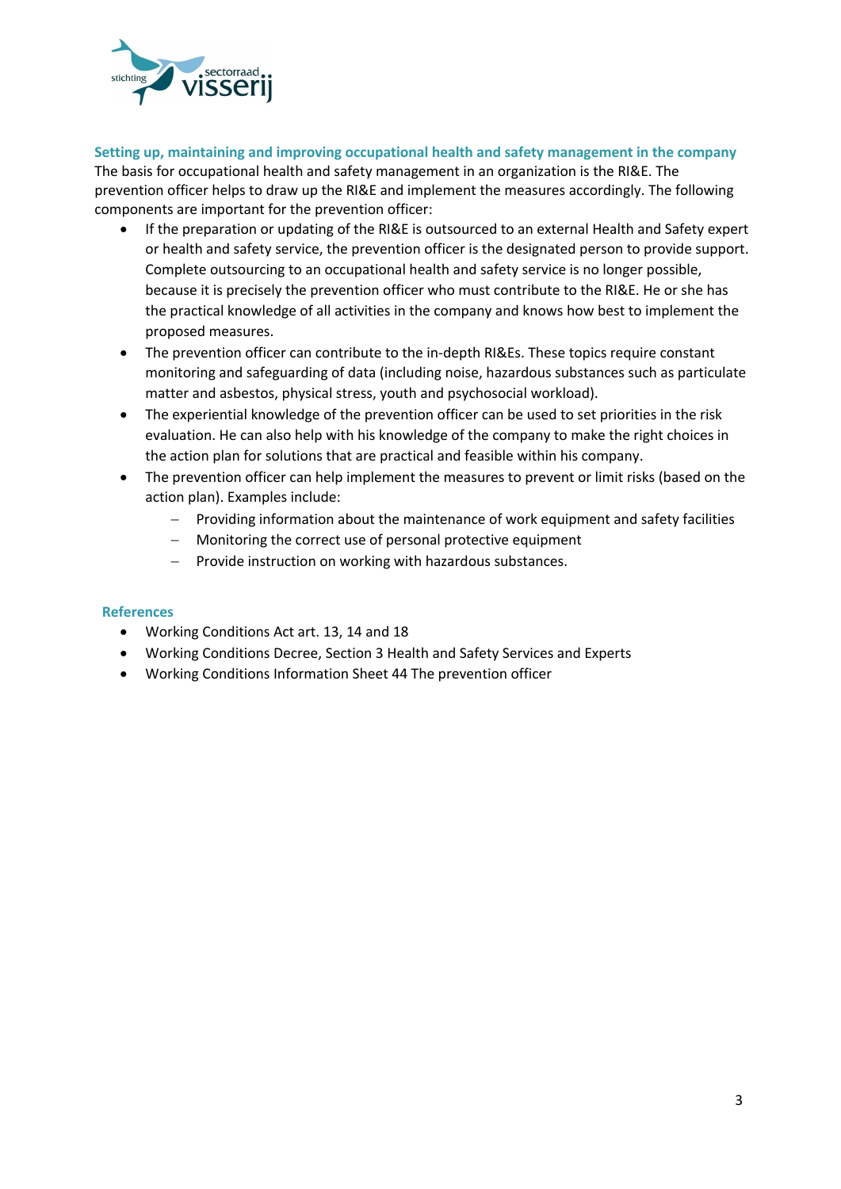## Setting up, maintaining and improving occupational health and safety management in the company

The basis for occupational health and safety management in an organization is the RI&E. The prevention officer helps to draw up the RI&E and implement the measures accordingly. The following components are important for the prevention officer:

- If the preparation or updating of the RI&E is outsourced to an external Health and Safety expert or health and safety service, the prevention officer is the designated person to provide support. Complete outsourcing to an occupational health and safety service is no longer possible, because it is precisely the prevention officer who must contribute to the RI&E. He or she has the practical knowledge of all activities in the company and knows how best to implement the proposed measures.
- The prevention officer can contribute to the in-depth RI&Es. These topics require constant monitoring and safeguarding of data (including noise, hazardous substances such as particulate matter and asbestos, physical stress, youth and psychosocial workload).
- The experiential knowledge of the prevention officer can be used to set priorities in the risk evaluation. He can also help with his knowledge of the company to make the right choices in the action plan for solutions that are practical and feasible within his company.
- The prevention officer can help implement the measures to prevent or limit risks (based on the action plan). Examples include:
  - Providing information about the maintenance of work equipment and safety facilities
  - Monitoring the correct use of personal protective equipment
  - Provide instruction on working with hazardous substances.

## References

- Working Conditions Act art. 13, 14 and 18
- Working Conditions Decree, Section 3 Health and Safety Services and Experts
- Working Conditions Information Sheet 44 The prevention officer